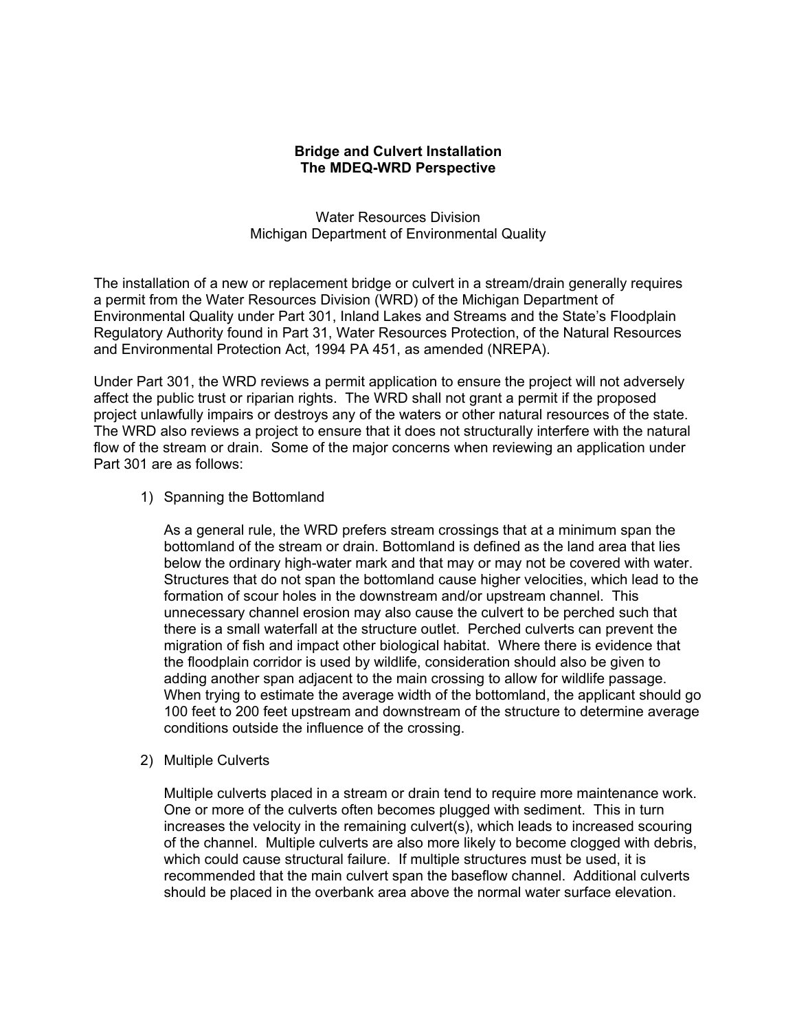**Bridge and Culvert Installation**
**The MDEQ-WRD Perspective**

Water Resources Division
Michigan Department of Environmental Quality

The installation of a new or replacement bridge or culvert in a stream/drain generally requires a permit from the Water Resources Division (WRD) of the Michigan Department of Environmental Quality under Part 301, Inland Lakes and Streams and the State's Floodplain Regulatory Authority found in Part 31, Water Resources Protection, of the Natural Resources and Environmental Protection Act, 1994 PA 451, as amended (NREPA).

Under Part 301, the WRD reviews a permit application to ensure the project will not adversely affect the public trust or riparian rights. The WRD shall not grant a permit if the proposed project unlawfully impairs or destroys any of the waters or other natural resources of the state. The WRD also reviews a project to ensure that it does not structurally interfere with the natural flow of the stream or drain. Some of the major concerns when reviewing an application under Part 301 are as follows:

1) Spanning the Bottomland

   As a general rule, the WRD prefers stream crossings that at a minimum span the bottomland of the stream or drain. Bottomland is defined as the land area that lies below the ordinary high-water mark and that may or may not be covered with water. Structures that do not span the bottomland cause higher velocities, which lead to the formation of scour holes in the downstream and/or upstream channel. This unnecessary channel erosion may also cause the culvert to be perched such that there is a small waterfall at the structure outlet. Perched culverts can prevent the migration of fish and impact other biological habitat. Where there is evidence that the floodplain corridor is used by wildlife, consideration should also be given to adding another span adjacent to the main crossing to allow for wildlife passage. When trying to estimate the average width of the bottomland, the applicant should go 100 feet to 200 feet upstream and downstream of the structure to determine average conditions outside the influence of the crossing.

2) Multiple Culverts

   Multiple culverts placed in a stream or drain tend to require more maintenance work. One or more of the culverts often becomes plugged with sediment. This in turn increases the velocity in the remaining culvert(s), which leads to increased scouring of the channel. Multiple culverts are also more likely to become clogged with debris, which could cause structural failure. If multiple structures must be used, it is recommended that the main culvert span the baseflow channel. Additional culverts should be placed in the overbank area above the normal water surface elevation.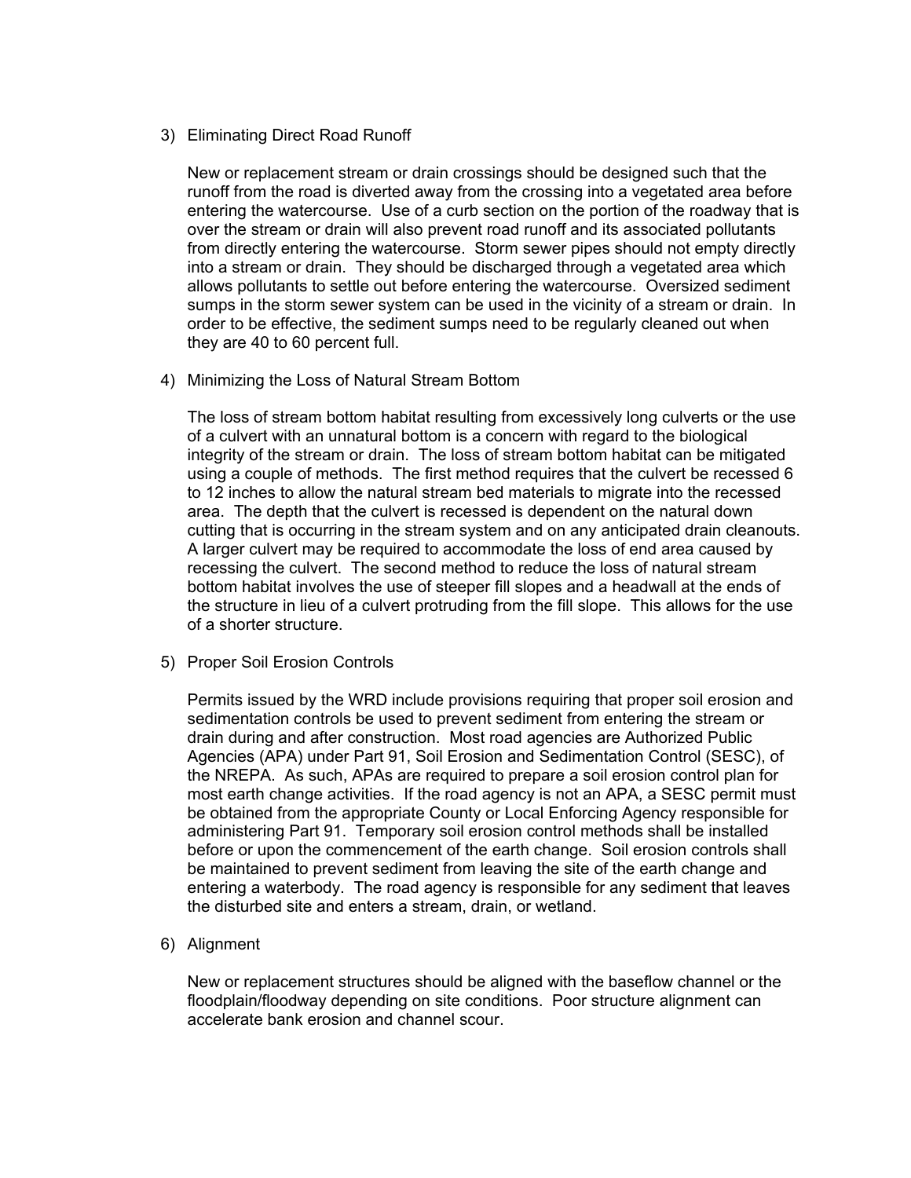3) Eliminating Direct Road Runoff

   New or replacement stream or drain crossings should be designed such that the runoff from the road is diverted away from the crossing into a vegetated area before entering the watercourse. Use of a curb section on the portion of the roadway that is over the stream or drain will also prevent road runoff and its associated pollutants from directly entering the watercourse. Storm sewer pipes should not empty directly into a stream or drain. They should be discharged through a vegetated area which allows pollutants to settle out before entering the watercourse. Oversized sediment sumps in the storm sewer system can be used in the vicinity of a stream or drain. In order to be effective, the sediment sumps need to be regularly cleaned out when they are 40 to 60 percent full.

4) Minimizing the Loss of Natural Stream Bottom

   The loss of stream bottom habitat resulting from excessively long culverts or the use of a culvert with an unnatural bottom is a concern with regard to the biological integrity of the stream or drain. The loss of stream bottom habitat can be mitigated using a couple of methods. The first method requires that the culvert be recessed 6 to 12 inches to allow the natural stream bed materials to migrate into the recessed area. The depth that the culvert is recessed is dependent on the natural down cutting that is occurring in the stream system and on any anticipated drain cleanouts. A larger culvert may be required to accommodate the loss of end area caused by recessing the culvert. The second method to reduce the loss of natural stream bottom habitat involves the use of steeper fill slopes and a headwall at the ends of the structure in lieu of a culvert protruding from the fill slope. This allows for the use of a shorter structure.

5) Proper Soil Erosion Controls

   Permits issued by the WRD include provisions requiring that proper soil erosion and sedimentation controls be used to prevent sediment from entering the stream or drain during and after construction. Most road agencies are Authorized Public Agencies (APA) under Part 91, Soil Erosion and Sedimentation Control (SESC), of the NREPA. As such, APAs are required to prepare a soil erosion control plan for most earth change activities. If the road agency is not an APA, a SESC permit must be obtained from the appropriate County or Local Enforcing Agency responsible for administering Part 91. Temporary soil erosion control methods shall be installed before or upon the commencement of the earth change. Soil erosion controls shall be maintained to prevent sediment from leaving the site of the earth change and entering a waterbody. The road agency is responsible for any sediment that leaves the disturbed site and enters a stream, drain, or wetland.

6) Alignment

   New or replacement structures should be aligned with the baseflow channel or the floodplain/floodway depending on site conditions. Poor structure alignment can accelerate bank erosion and channel scour.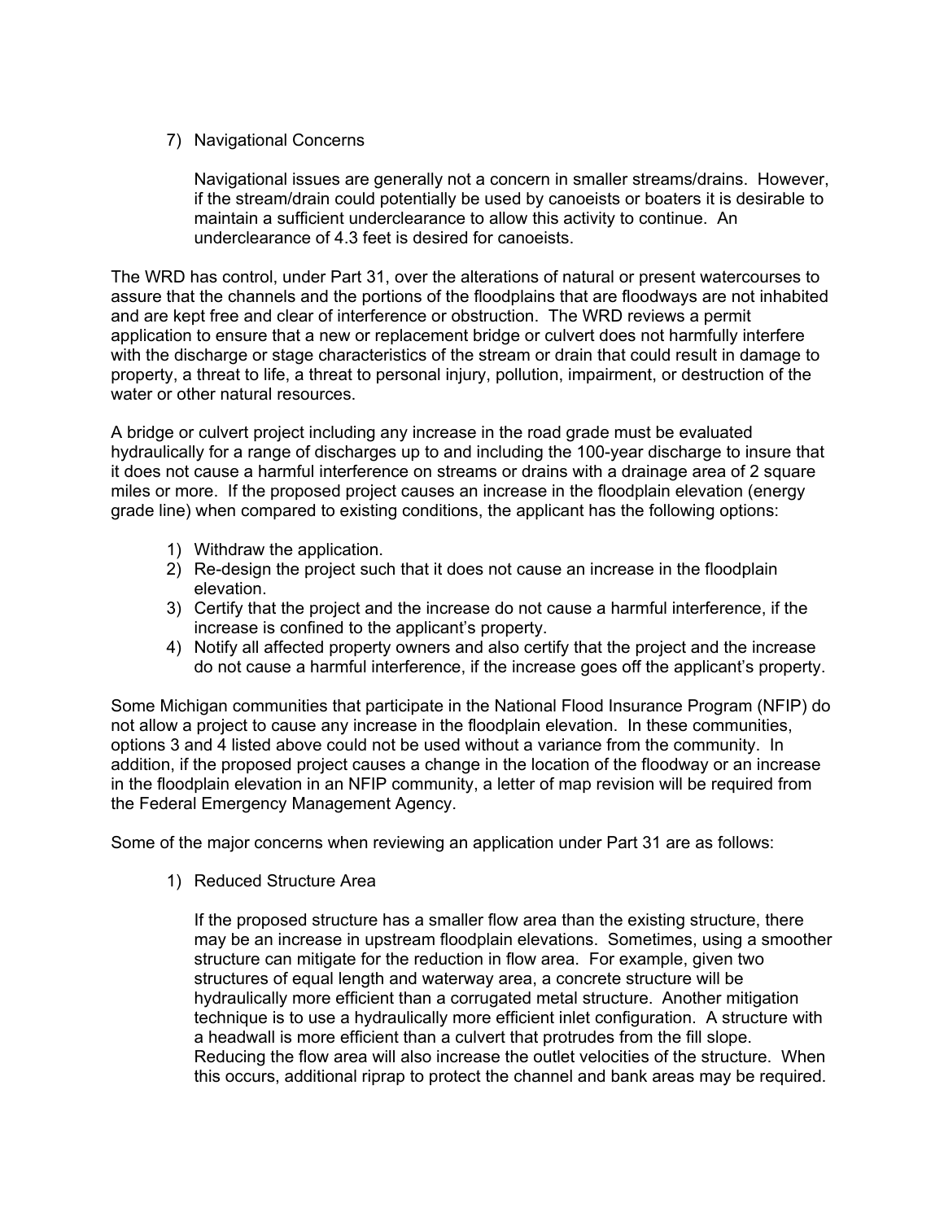7) Navigational Concerns

   Navigational issues are generally not a concern in smaller streams/drains. However, if the stream/drain could potentially be used by canoeists or boaters it is desirable to maintain a sufficient underclearance to allow this activity to continue. An underclearance of 4.3 feet is desired for canoeists.

The WRD has control, under Part 31, over the alterations of natural or present watercourses to assure that the channels and the portions of the floodplains that are floodways are not inhabited and are kept free and clear of interference or obstruction. The WRD reviews a permit application to ensure that a new or replacement bridge or culvert does not harmfully interfere with the discharge or stage characteristics of the stream or drain that could result in damage to property, a threat to life, a threat to personal injury, pollution, impairment, or destruction of the water or other natural resources.

A bridge or culvert project including any increase in the road grade must be evaluated hydraulically for a range of discharges up to and including the 100-year discharge to insure that it does not cause a harmful interference on streams or drains with a drainage area of 2 square miles or more. If the proposed project causes an increase in the floodplain elevation (energy grade line) when compared to existing conditions, the applicant has the following options:

1) Withdraw the application.
2) Re-design the project such that it does not cause an increase in the floodplain elevation.
3) Certify that the project and the increase do not cause a harmful interference, if the increase is confined to the applicant's property.
4) Notify all affected property owners and also certify that the project and the increase do not cause a harmful interference, if the increase goes off the applicant's property.

Some Michigan communities that participate in the National Flood Insurance Program (NFIP) do not allow a project to cause any increase in the floodplain elevation. In these communities, options 3 and 4 listed above could not be used without a variance from the community. In addition, if the proposed project causes a change in the location of the floodway or an increase in the floodplain elevation in an NFIP community, a letter of map revision will be required from the Federal Emergency Management Agency.

Some of the major concerns when reviewing an application under Part 31 are as follows:

1) Reduced Structure Area

   If the proposed structure has a smaller flow area than the existing structure, there may be an increase in upstream floodplain elevations. Sometimes, using a smoother structure can mitigate for the reduction in flow area. For example, given two structures of equal length and waterway area, a concrete structure will be hydraulically more efficient than a corrugated metal structure. Another mitigation technique is to use a hydraulically more efficient inlet configuration. A structure with a headwall is more efficient than a culvert that protrudes from the fill slope. Reducing the flow area will also increase the outlet velocities of the structure. When this occurs, additional riprap to protect the channel and bank areas may be required.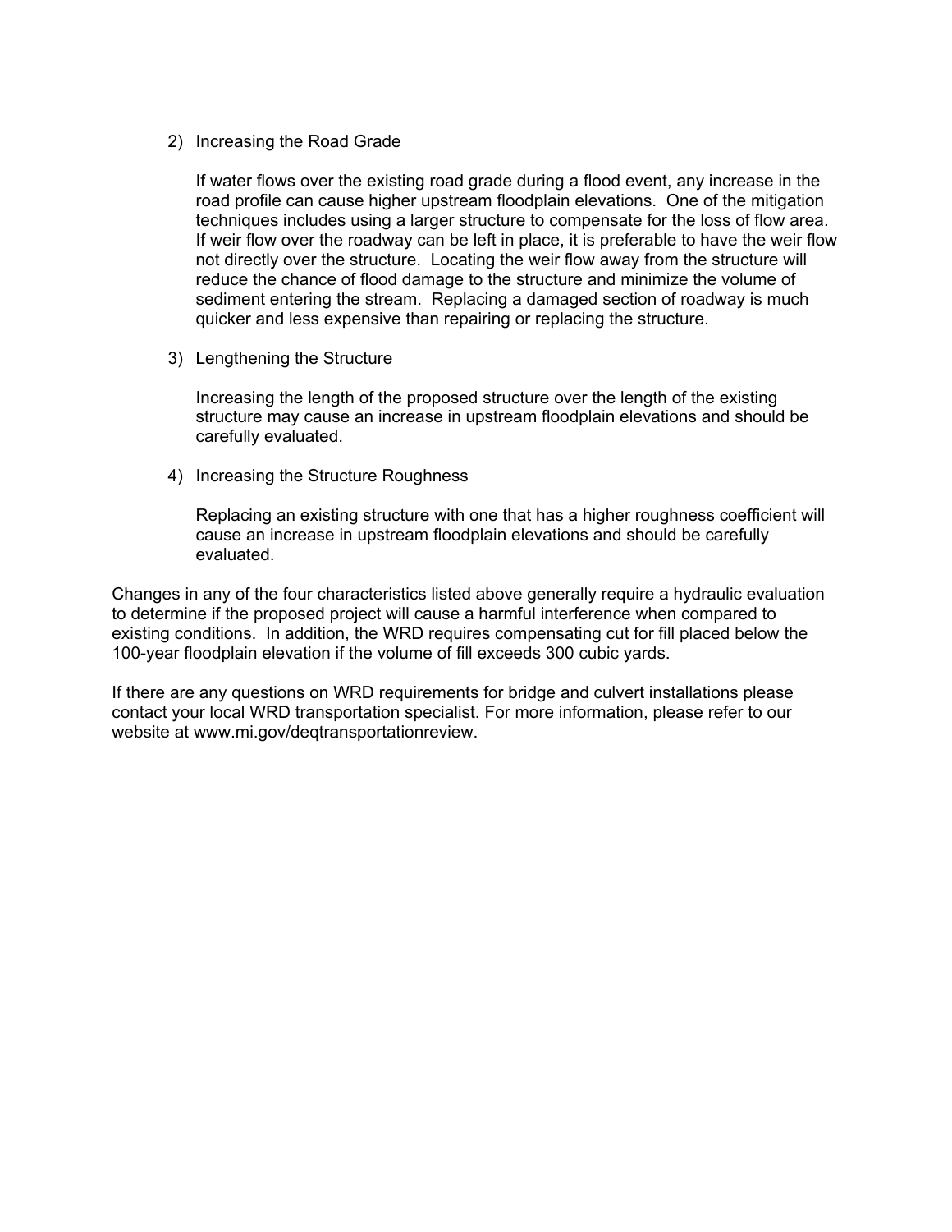2) Increasing the Road Grade

   If water flows over the existing road grade during a flood event, any increase in the road profile can cause higher upstream floodplain elevations. One of the mitigation techniques includes using a larger structure to compensate for the loss of flow area. If weir flow over the roadway can be left in place, it is preferable to have the weir flow not directly over the structure. Locating the weir flow away from the structure will reduce the chance of flood damage to the structure and minimize the volume of sediment entering the stream. Replacing a damaged section of roadway is much quicker and less expensive than repairing or replacing the structure.

3) Lengthening the Structure

   Increasing the length of the proposed structure over the length of the existing structure may cause an increase in upstream floodplain elevations and should be carefully evaluated.

4) Increasing the Structure Roughness

   Replacing an existing structure with one that has a higher roughness coefficient will cause an increase in upstream floodplain elevations and should be carefully evaluated.

Changes in any of the four characteristics listed above generally require a hydraulic evaluation to determine if the proposed project will cause a harmful interference when compared to existing conditions. In addition, the WRD requires compensating cut for fill placed below the 100-year floodplain elevation if the volume of fill exceeds 300 cubic yards.

If there are any questions on WRD requirements for bridge and culvert installations please contact your local WRD transportation specialist. For more information, please refer to our website at www.mi.gov/deqtransportationreview.